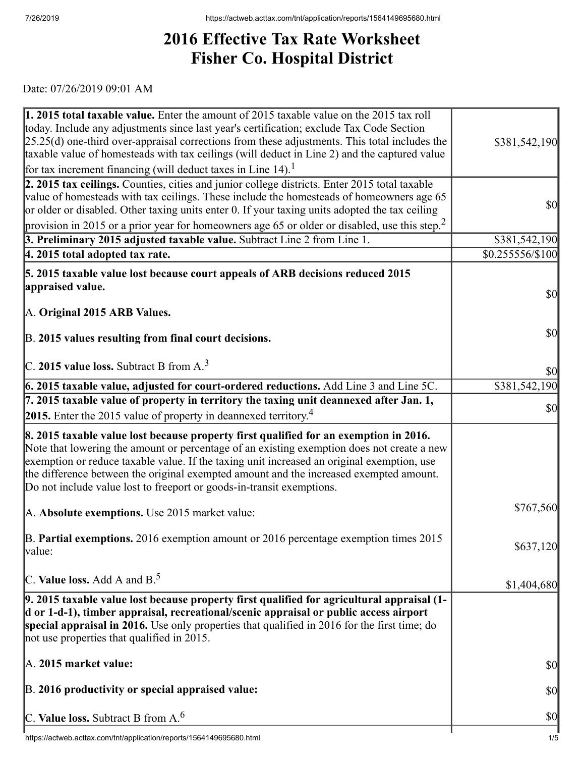# 2016 Effective Tax Rate Worksheet
# Fisher Co. Hospital District

Date: 07/26/2019 09:01 AM

| Description | Amount |
|---|---|
| **1. 2015 total taxable value.** Enter the amount of 2015 taxable value on the 2015 tax roll today. Include any adjustments since last year's certification; exclude Tax Code Section 25.25(d) one-third over-appraisal corrections from these adjustments. This total includes the taxable value of homesteads with tax ceilings (will deduct in Line 2) and the captured value for tax increment financing (will deduct taxes in Line 14).[1] | $381,542,190 |
| **2. 2015 tax ceilings.** Counties, cities and junior college districts. Enter 2015 total taxable value of homesteads with tax ceilings. These include the homesteads of homeowners age 65 or older or disabled. Other taxing units enter 0. If your taxing units adopted the tax ceiling provision in 2015 or a prior year for homeowners age 65 or older or disabled, use this step.[2] | $0 |
| **3. Preliminary 2015 adjusted taxable value.** Subtract Line 2 from Line 1. | $381,542,190 |
| **4. 2015 total adopted tax rate.** | $0.255556/$100 |
| **5. 2015 taxable value lost because court appeals of ARB decisions reduced 2015 appraised value.**<br><br>A. **Original 2015 ARB Values.**<br><br>B. **2015 values resulting from final court decisions.**<br><br>C. **2015 value loss.** Subtract B from A.[3] | $0<br><br>$0<br><br>$0 |
| **6. 2015 taxable value, adjusted for court-ordered reductions.** Add Line 3 and Line 5C. | $381,542,190 |
| **7. 2015 taxable value of property in territory the taxing unit deannexed after Jan. 1, 2015.** Enter the 2015 value of property in deannexed territory.[4] | $0 |
| **8. 2015 taxable value lost because property first qualified for an exemption in 2016.** Note that lowering the amount or percentage of an existing exemption does not create a new exemption or reduce taxable value. If the taxing unit increased an original exemption, use the difference between the original exempted amount and the increased exempted amount. Do not include value lost to freeport or goods-in-transit exemptions.<br><br>A. **Absolute exemptions.** Use 2015 market value:<br><br>B. **Partial exemptions.** 2016 exemption amount or 2016 percentage exemption times 2015 value:<br><br>C. **Value loss.** Add A and B.[5] | <br><br><br><br>$767,560<br><br>$637,120<br><br>$1,404,680 |
| **9. 2015 taxable value lost because property first qualified for agricultural appraisal (1-d or 1-d-1), timber appraisal, recreational/scenic appraisal or public access airport special appraisal in 2016.** Use only properties that qualified in 2016 for the first time; do not use properties that qualified in 2015.<br><br>A. **2015 market value:**<br><br>B. **2016 productivity or special appraised value:**<br><br>C. **Value loss.** Subtract B from A.[6] | <br><br><br>$0<br><br>$0<br><br>$0 |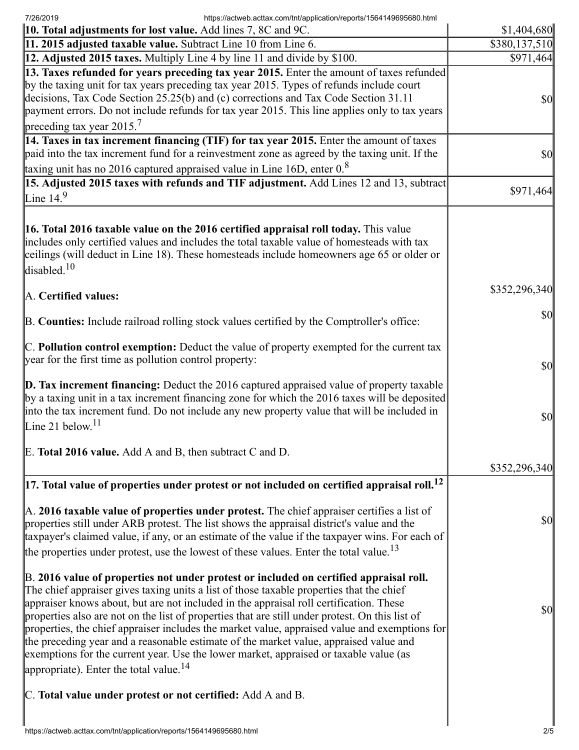| | |
|---|---|
| **10. Total adjustments for lost value.** Add lines 7, 8C and 9C. | $1,404,680 |
| **11. 2015 adjusted taxable value.** Subtract Line 10 from Line 6. | $380,137,510 |
| **12. Adjusted 2015 taxes.** Multiply Line 4 by line 11 and divide by $100. | $971,464 |
| **13. Taxes refunded for years preceding tax year 2015.** Enter the amount of taxes refunded by the taxing unit for tax years preceding tax year 2015. Types of refunds include court decisions, Tax Code Section 25.25(b) and (c) corrections and Tax Code Section 31.11 payment errors. Do not include refunds for tax year 2015. This line applies only to tax years preceding tax year 2015.[7] | $0 |
| **14. Taxes in tax increment financing (TIF) for tax year 2015.** Enter the amount of taxes paid into the tax increment fund for a reinvestment zone as agreed by the taxing unit. If the taxing unit has no 2016 captured appraised value in Line 16D, enter 0.[8] | $0 |
| **15. Adjusted 2015 taxes with refunds and TIF adjustment.** Add Lines 12 and 13, subtract Line 14.[9] | $971,464 |
| **16. Total 2016 taxable value on the 2016 certified appraisal roll today.** This value includes only certified values and includes the total taxable value of homesteads with tax ceilings (will deduct in Line 18). These homesteads include homeowners age 65 or older or disabled.[10]<br><br>A. **Certified values:**<br><br>B. **Counties:** Include railroad rolling stock values certified by the Comptroller's office:<br><br>C. **Pollution control exemption:** Deduct the value of property exempted for the current tax year for the first time as pollution control property:<br><br>**D. Tax increment financing:** Deduct the 2016 captured appraised value of property taxable by a taxing unit in a tax increment financing zone for which the 2016 taxes will be deposited into the tax increment fund. Do not include any new property value that will be included in Line 21 below.[11]<br><br>E. **Total 2016 value.** Add A and B, then subtract C and D. | <br><br>$352,296,340<br><br>$0<br><br>$0<br><br>$0<br><br>$352,296,340 |
| **17. Total value of properties under protest or not included on certified appraisal roll.**[12]<br><br>A. **2016 taxable value of properties under protest.** The chief appraiser certifies a list of properties still under ARB protest. The list shows the appraisal district's value and the taxpayer's claimed value, if any, or an estimate of the value if the taxpayer wins. For each of the properties under protest, use the lowest of these values. Enter the total value.[13]<br><br>B. **2016 value of properties not under protest or included on certified appraisal roll.** The chief appraiser gives taxing units a list of those taxable properties that the chief appraiser knows about, but are not included in the appraisal roll certification. These properties also are not on the list of properties that are still under protest. On this list of properties, the chief appraiser includes the market value, appraised value and exemptions for the preceding year and a reasonable estimate of the market value, appraised value and exemptions for the current year. Use the lower market, appraised or taxable value (as appropriate). Enter the total value.[14]<br><br>C. **Total value under protest or not certified:** Add A and B. | <br><br>$0<br><br>$0 |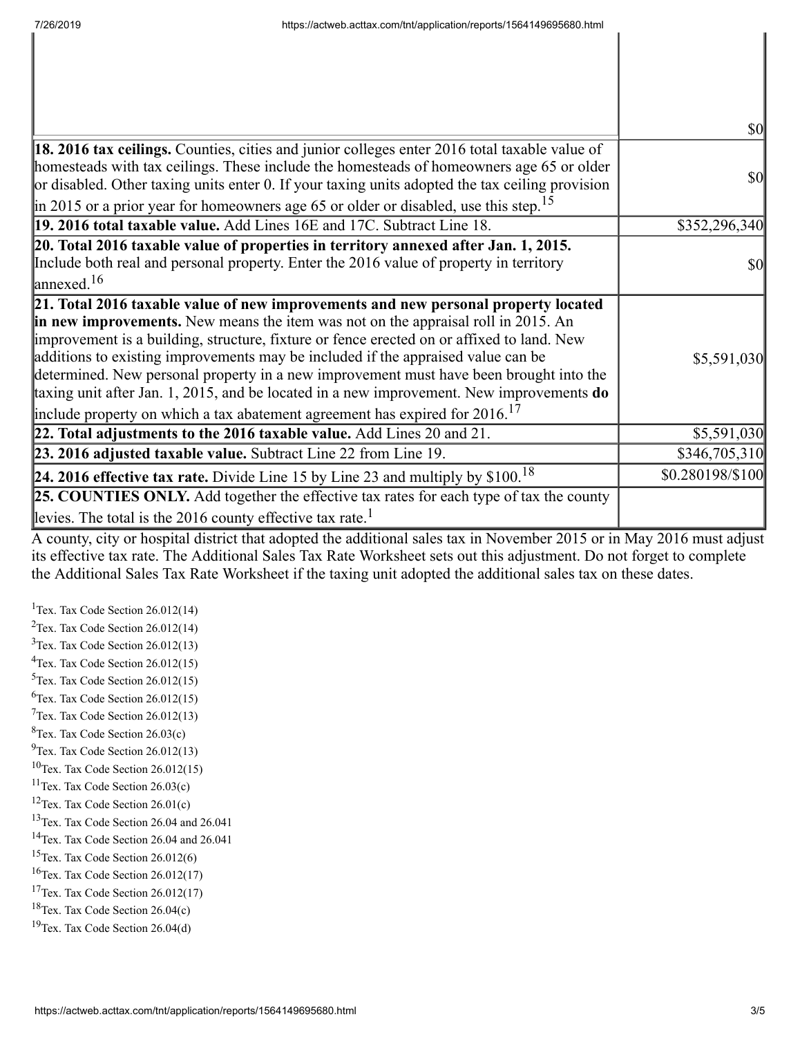| | |
|---|---|
| | $0 |
| **18. 2016 tax ceilings.** Counties, cities and junior colleges enter 2016 total taxable value of homesteads with tax ceilings. These include the homesteads of homeowners age 65 or older or disabled. Other taxing units enter 0. If your taxing units adopted the tax ceiling provision in 2015 or a prior year for homeowners age 65 or older or disabled, use this step.[15] | $0 |
| **19. 2016 total taxable value.** Add Lines 16E and 17C. Subtract Line 18. | $352,296,340 |
| **20. Total 2016 taxable value of properties in territory annexed after Jan. 1, 2015.** Include both real and personal property. Enter the 2016 value of property in territory annexed.[16] | $0 |
| **21. Total 2016 taxable value of new improvements and new personal property located in new improvements.** New means the item was not on the appraisal roll in 2015. An improvement is a building, structure, fixture or fence erected on or affixed to land. New additions to existing improvements may be included if the appraised value can be determined. New personal property in a new improvement must have been brought into the taxing unit after Jan. 1, 2015, and be located in a new improvement. New improvements **do** include property on which a tax abatement agreement has expired for 2016.[17] | $5,591,030 |
| **22. Total adjustments to the 2016 taxable value.** Add Lines 20 and 21. | $5,591,030 |
| **23. 2016 adjusted taxable value.** Subtract Line 22 from Line 19. | $346,705,310 |
| **24. 2016 effective tax rate.** Divide Line 15 by Line 23 and multiply by $100.[18] | $0.280198/$100 |
| **25. COUNTIES ONLY.** Add together the effective tax rates for each type of tax the county levies. The total is the 2016 county effective tax rate.[1] | |

A county, city or hospital district that adopted the additional sales tax in November 2015 or in May 2016 must adjust its effective tax rate. The Additional Sales Tax Rate Worksheet sets out this adjustment. Do not forget to complete the Additional Sales Tax Rate Worksheet if the taxing unit adopted the additional sales tax on these dates.

[1] Tex. Tax Code Section 26.012(14)
[2] Tex. Tax Code Section 26.012(14)
[3] Tex. Tax Code Section 26.012(13)
[4] Tex. Tax Code Section 26.012(15)
[5] Tex. Tax Code Section 26.012(15)
[6] Tex. Tax Code Section 26.012(15)
[7] Tex. Tax Code Section 26.012(13)
[8] Tex. Tax Code Section 26.03(c)
[9] Tex. Tax Code Section 26.012(13)
[10] Tex. Tax Code Section 26.012(15)
[11] Tex. Tax Code Section 26.03(c)
[12] Tex. Tax Code Section 26.01(c)
[13] Tex. Tax Code Section 26.04 and 26.041
[14] Tex. Tax Code Section 26.04 and 26.041
[15] Tex. Tax Code Section 26.012(6)
[16] Tex. Tax Code Section 26.012(17)
[17] Tex. Tax Code Section 26.012(17)
[18] Tex. Tax Code Section 26.04(c)
[19] Tex. Tax Code Section 26.04(d)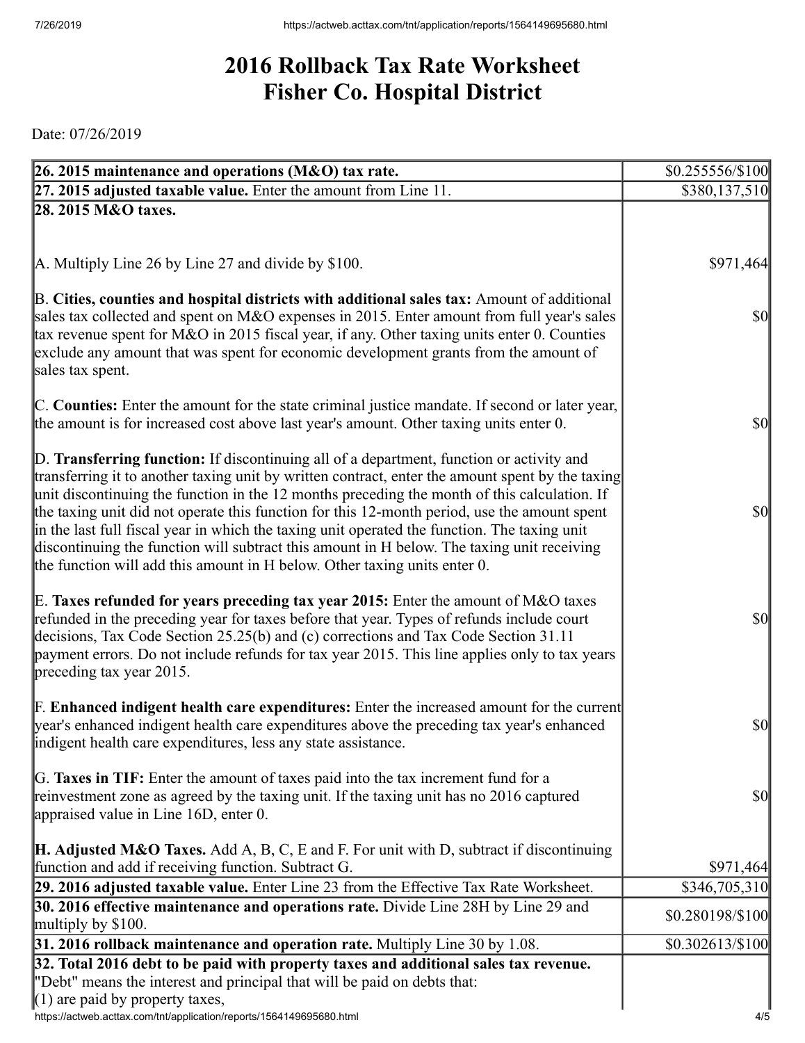# 2016 Rollback Tax Rate Worksheet
# Fisher Co. Hospital District

Date: 07/26/2019

| | |
|---|---|
| **26. 2015 maintenance and operations (M&O) tax rate.** | $0.255556/$100 |
| **27. 2015 adjusted taxable value.** Enter the amount from Line 11. | $380,137,510 |
| **28. 2015 M&O taxes.**<br><br>A. Multiply Line 26 by Line 27 and divide by $100. | $971,464 |
| B. **Cities, counties and hospital districts with additional sales tax:** Amount of additional sales tax collected and spent on M&O expenses in 2015. Enter amount from full year's sales tax revenue spent for M&O in 2015 fiscal year, if any. Other taxing units enter 0. Counties exclude any amount that was spent for economic development grants from the amount of sales tax spent. | $0 |
| C. **Counties:** Enter the amount for the state criminal justice mandate. If second or later year, the amount is for increased cost above last year's amount. Other taxing units enter 0. | $0 |
| D. **Transferring function:** If discontinuing all of a department, function or activity and transferring it to another taxing unit by written contract, enter the amount spent by the taxing unit discontinuing the function in the 12 months preceding the month of this calculation. If the taxing unit did not operate this function for this 12-month period, use the amount spent in the last full fiscal year in which the taxing unit operated the function. The taxing unit discontinuing the function will subtract this amount in H below. The taxing unit receiving the function will add this amount in H below. Other taxing units enter 0. | $0 |
| E. **Taxes refunded for years preceding tax year 2015:** Enter the amount of M&O taxes refunded in the preceding year for taxes before that year. Types of refunds include court decisions, Tax Code Section 25.25(b) and (c) corrections and Tax Code Section 31.11 payment errors. Do not include refunds for tax year 2015. This line applies only to tax years preceding tax year 2015. | $0 |
| F. **Enhanced indigent health care expenditures:** Enter the increased amount for the current year's enhanced indigent health care expenditures above the preceding tax year's enhanced indigent health care expenditures, less any state assistance. | $0 |
| G. **Taxes in TIF:** Enter the amount of taxes paid into the tax increment fund for a reinvestment zone as agreed by the taxing unit. If the taxing unit has no 2016 captured appraised value in Line 16D, enter 0. | $0 |
| **H. Adjusted M&O Taxes.** Add A, B, C, E and F. For unit with D, subtract if discontinuing function and add if receiving function. Subtract G. | $971,464 |
| **29. 2016 adjusted taxable value.** Enter Line 23 from the Effective Tax Rate Worksheet. | $346,705,310 |
| **30. 2016 effective maintenance and operations rate.** Divide Line 28H by Line 29 and multiply by $100. | $0.280198/$100 |
| **31. 2016 rollback maintenance and operation rate.** Multiply Line 30 by 1.08. | $0.302613/$100 |
| **32. Total 2016 debt to be paid with property taxes and additional sales tax revenue.**<br>"Debt" means the interest and principal that will be paid on debts that:<br>(1) are paid by property taxes, | |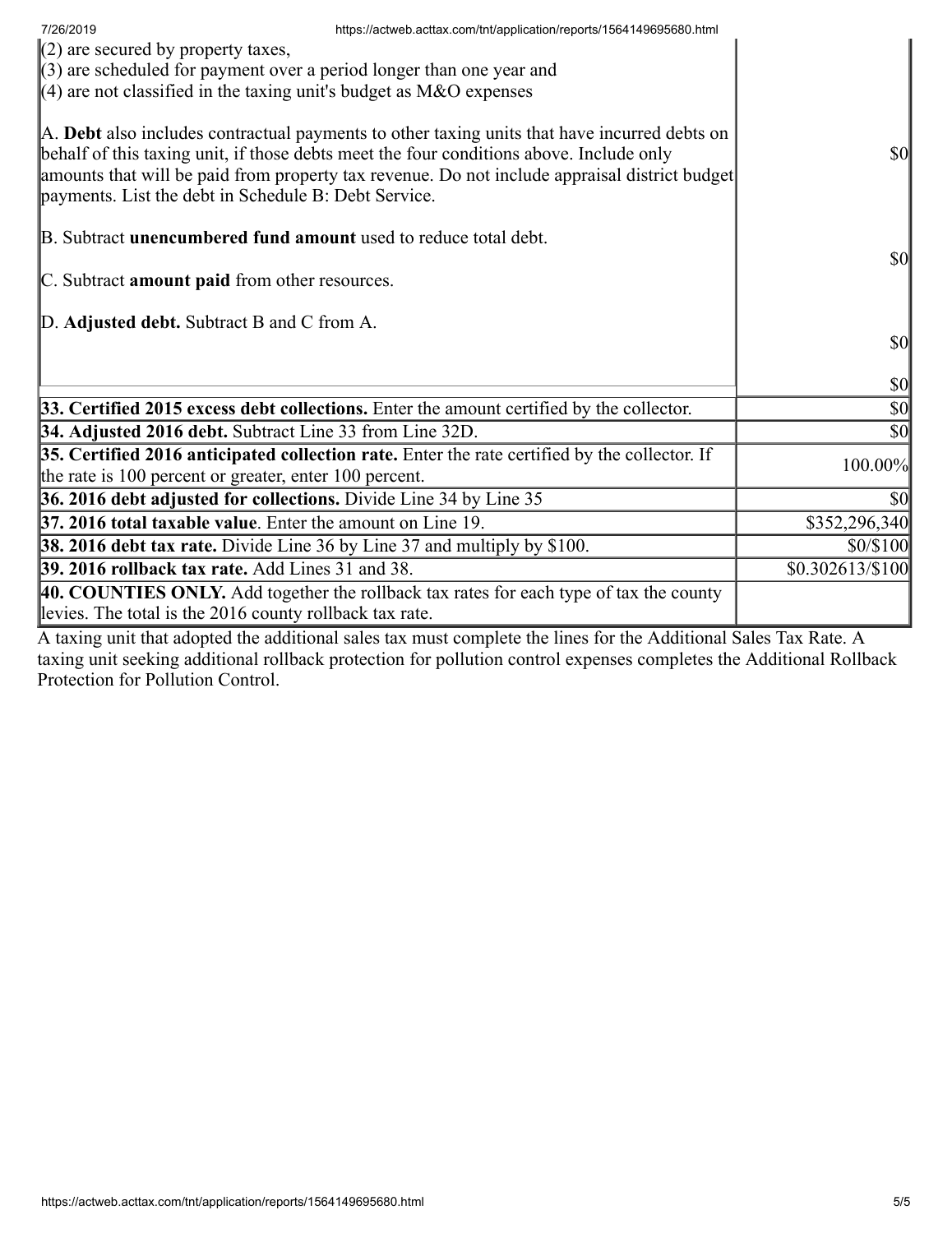| | |
|---|---|
| (2) are secured by property taxes,<br>(3) are scheduled for payment over a period longer than one year and<br>(4) are not classified in the taxing unit's budget as M&O expenses<br><br>A. **Debt** also includes contractual payments to other taxing units that have incurred debts on behalf of this taxing unit, if those debts meet the four conditions above. Include only amounts that will be paid from property tax revenue. Do not include appraisal district budget payments. List the debt in Schedule B: Debt Service. | $0 |
| B. Subtract **unencumbered fund amount** used to reduce total debt.<br><br>C. Subtract **amount paid** from other resources. | $0 |
| D. **Adjusted debt.** Subtract B and C from A. | $0 |
| | $0 |
| **33. Certified 2015 excess debt collections.** Enter the amount certified by the collector. | $0 |
| **34. Adjusted 2016 debt.** Subtract Line 33 from Line 32D. | $0 |
| **35. Certified 2016 anticipated collection rate.** Enter the rate certified by the collector. If the rate is 100 percent or greater, enter 100 percent. | 100.00% |
| **36. 2016 debt adjusted for collections.** Divide Line 34 by Line 35 | $0 |
| **37. 2016 total taxable value**. Enter the amount on Line 19. | $352,296,340 |
| **38. 2016 debt tax rate.** Divide Line 36 by Line 37 and multiply by $100. | $0/$100 |
| **39. 2016 rollback tax rate.** Add Lines 31 and 38. | $0.302613/$100 |
| **40. COUNTIES ONLY.** Add together the rollback tax rates for each type of tax the county levies. The total is the 2016 county rollback tax rate. | |

A taxing unit that adopted the additional sales tax must complete the lines for the Additional Sales Tax Rate. A taxing unit seeking additional rollback protection for pollution control expenses completes the Additional Rollback Protection for Pollution Control.